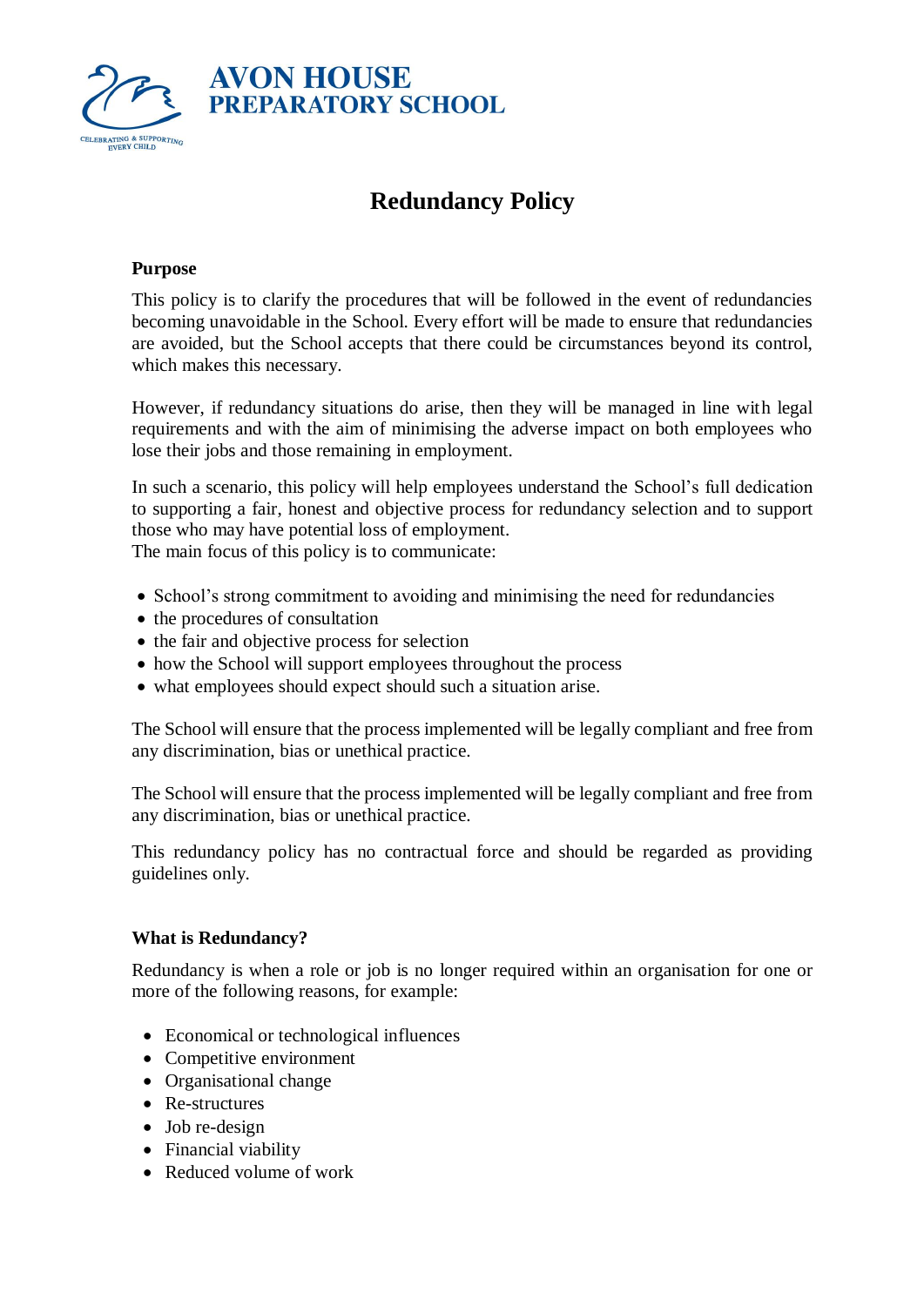AVON HOUSE
PREPARATORY SCHOOL

CELEBRATING & SUPPORTING EVERY CHILD

# Redundancy Policy

## Purpose

This policy is to clarify the procedures that will be followed in the event of redundancies becoming unavoidable in the School. Every effort will be made to ensure that redundancies are avoided, but the School accepts that there could be circumstances beyond its control, which makes this necessary.

However, if redundancy situations do arise, then they will be managed in line with legal requirements and with the aim of minimising the adverse impact on both employees who lose their jobs and those remaining in employment.

In such a scenario, this policy will help employees understand the School's full dedication to supporting a fair, honest and objective process for redundancy selection and to support those who may have potential loss of employment.
The main focus of this policy is to communicate:

- School's strong commitment to avoiding and minimising the need for redundancies
- the procedures of consultation
- the fair and objective process for selection
- how the School will support employees throughout the process
- what employees should expect should such a situation arise.

The School will ensure that the process implemented will be legally compliant and free from any discrimination, bias or unethical practice.

The School will ensure that the process implemented will be legally compliant and free from any discrimination, bias or unethical practice.

This redundancy policy has no contractual force and should be regarded as providing guidelines only.

## What is Redundancy?

Redundancy is when a role or job is no longer required within an organisation for one or more of the following reasons, for example:

- Economical or technological influences
- Competitive environment
- Organisational change
- Re-structures
- Job re-design
- Financial viability
- Reduced volume of work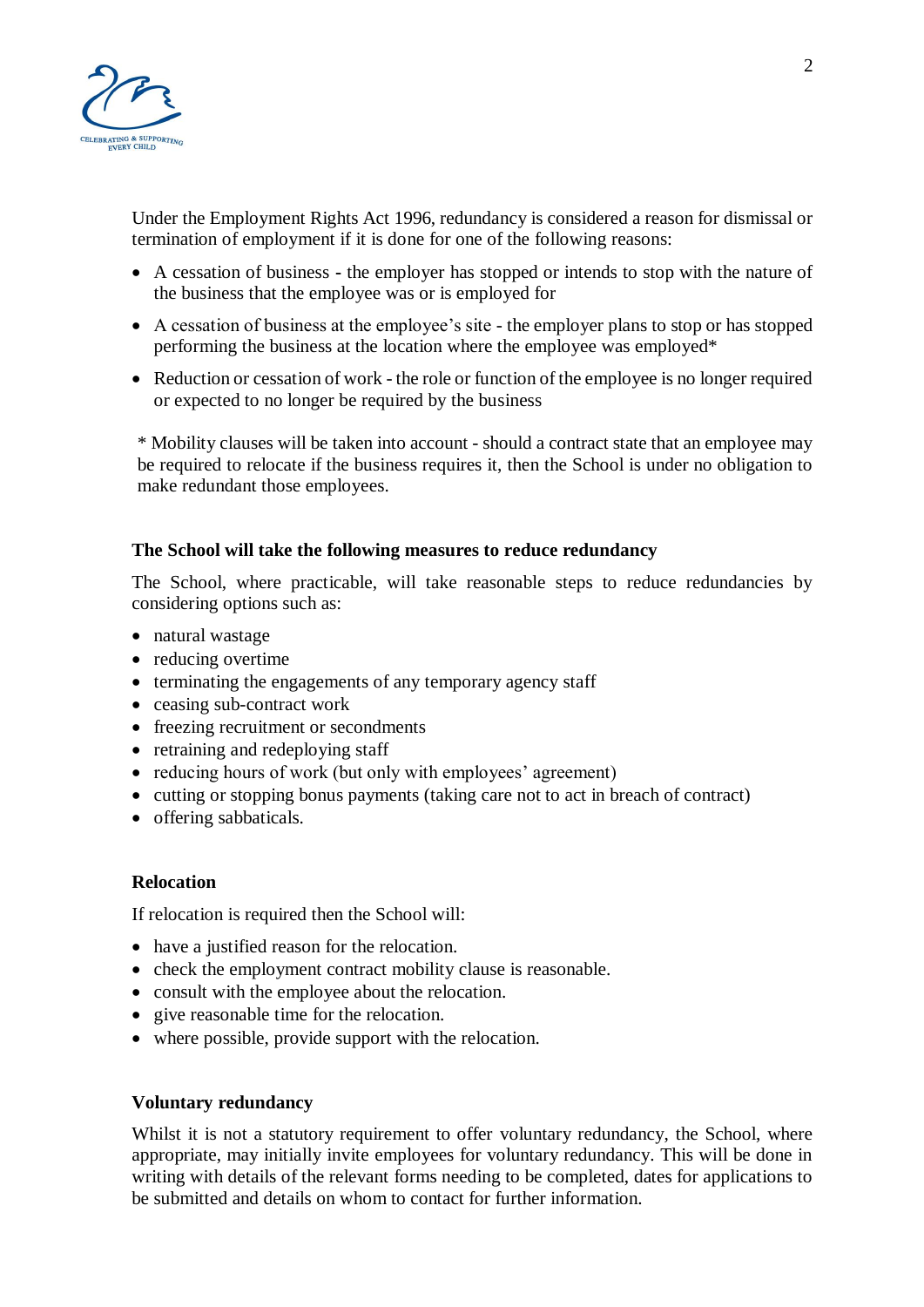Under the Employment Rights Act 1996, redundancy is considered a reason for dismissal or termination of employment if it is done for one of the following reasons:

- A cessation of business - the employer has stopped or intends to stop with the nature of the business that the employee was or is employed for
- A cessation of business at the employee's site - the employer plans to stop or has stopped performing the business at the location where the employee was employed*
- Reduction or cessation of work - the role or function of the employee is no longer required or expected to no longer be required by the business

\* Mobility clauses will be taken into account - should a contract state that an employee may be required to relocate if the business requires it, then the School is under no obligation to make redundant those employees.

**The School will take the following measures to reduce redundancy**

The School, where practicable, will take reasonable steps to reduce redundancies by considering options such as:

- natural wastage
- reducing overtime
- terminating the engagements of any temporary agency staff
- ceasing sub-contract work
- freezing recruitment or secondments
- retraining and redeploying staff
- reducing hours of work (but only with employees' agreement)
- cutting or stopping bonus payments (taking care not to act in breach of contract)
- offering sabbaticals.

**Relocation**

If relocation is required then the School will:

- have a justified reason for the relocation.
- check the employment contract mobility clause is reasonable.
- consult with the employee about the relocation.
- give reasonable time for the relocation.
- where possible, provide support with the relocation.

**Voluntary redundancy**

Whilst it is not a statutory requirement to offer voluntary redundancy, the School, where appropriate, may initially invite employees for voluntary redundancy. This will be done in writing with details of the relevant forms needing to be completed, dates for applications to be submitted and details on whom to contact for further information.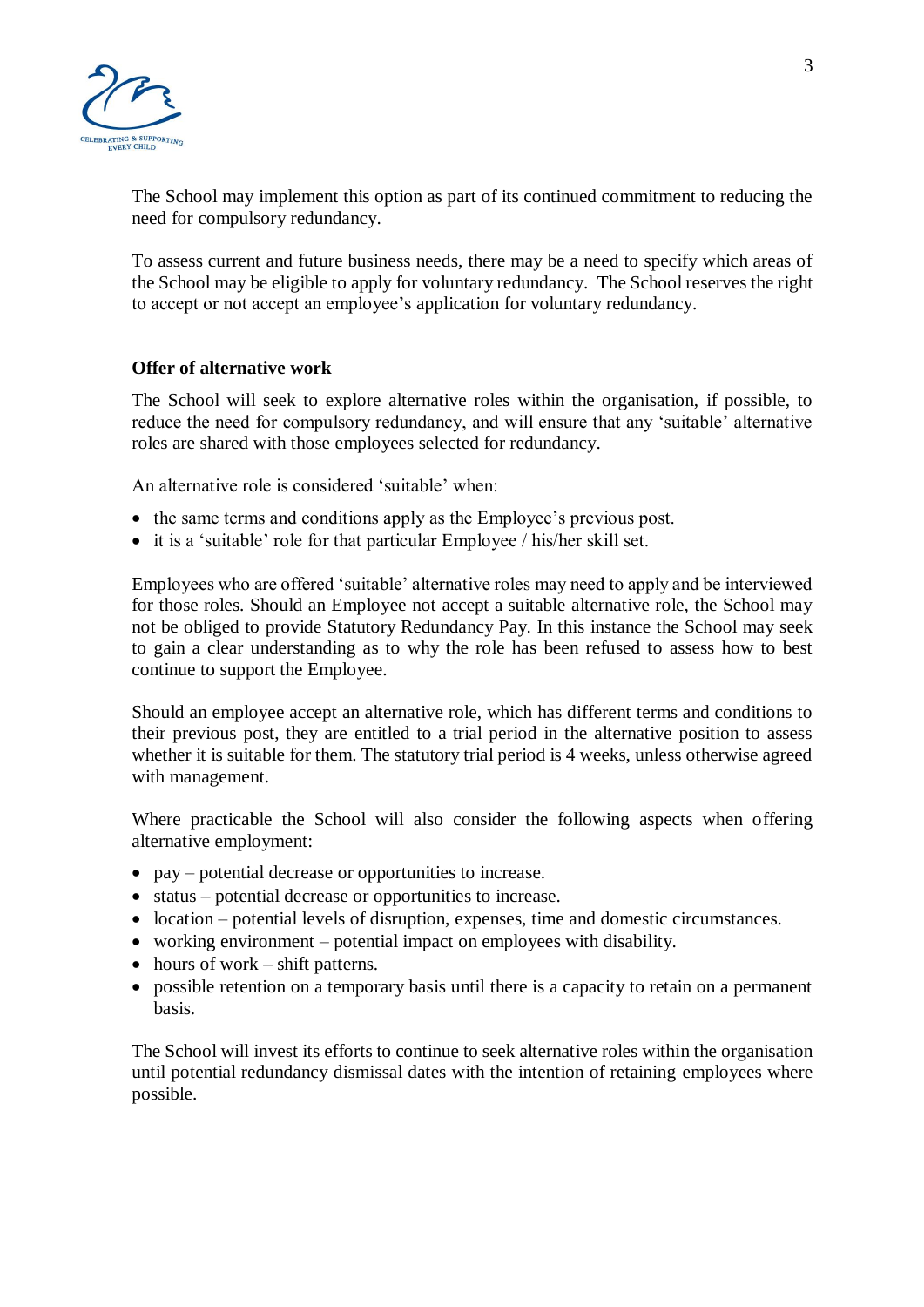The School may implement this option as part of its continued commitment to reducing the need for compulsory redundancy.

To assess current and future business needs, there may be a need to specify which areas of the School may be eligible to apply for voluntary redundancy. The School reserves the right to accept or not accept an employee's application for voluntary redundancy.

**Offer of alternative work**

The School will seek to explore alternative roles within the organisation, if possible, to reduce the need for compulsory redundancy, and will ensure that any 'suitable' alternative roles are shared with those employees selected for redundancy.

An alternative role is considered 'suitable' when:

- the same terms and conditions apply as the Employee's previous post.
- it is a 'suitable' role for that particular Employee / his/her skill set.

Employees who are offered 'suitable' alternative roles may need to apply and be interviewed for those roles. Should an Employee not accept a suitable alternative role, the School may not be obliged to provide Statutory Redundancy Pay. In this instance the School may seek to gain a clear understanding as to why the role has been refused to assess how to best continue to support the Employee.

Should an employee accept an alternative role, which has different terms and conditions to their previous post, they are entitled to a trial period in the alternative position to assess whether it is suitable for them. The statutory trial period is 4 weeks, unless otherwise agreed with management.

Where practicable the School will also consider the following aspects when offering alternative employment:

- pay – potential decrease or opportunities to increase.
- status – potential decrease or opportunities to increase.
- location – potential levels of disruption, expenses, time and domestic circumstances.
- working environment – potential impact on employees with disability.
- hours of work – shift patterns.
- possible retention on a temporary basis until there is a capacity to retain on a permanent basis.

The School will invest its efforts to continue to seek alternative roles within the organisation until potential redundancy dismissal dates with the intention of retaining employees where possible.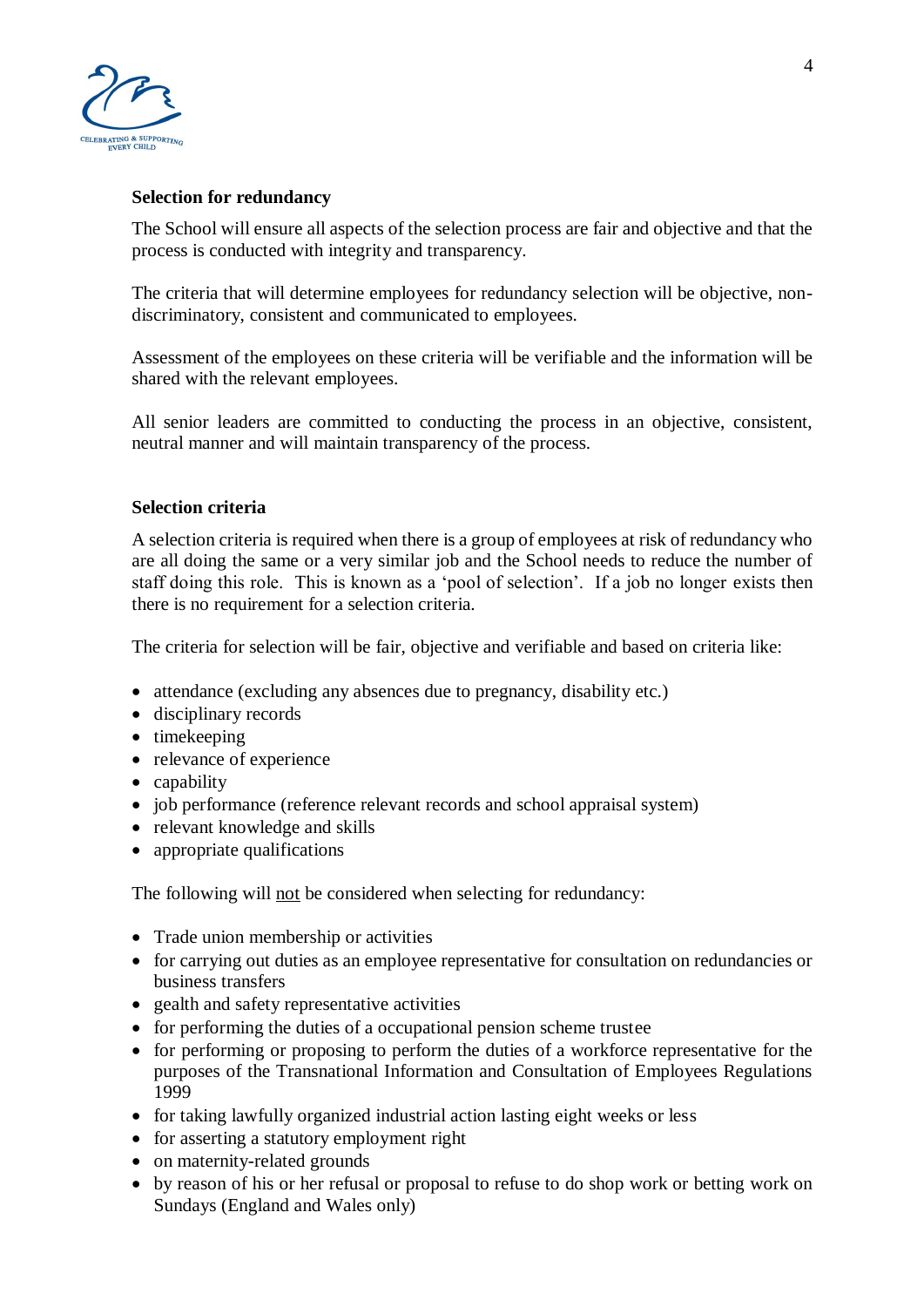**Selection for redundancy**

The School will ensure all aspects of the selection process are fair and objective and that the process is conducted with integrity and transparency.

The criteria that will determine employees for redundancy selection will be objective, non-discriminatory, consistent and communicated to employees.

Assessment of the employees on these criteria will be verifiable and the information will be shared with the relevant employees.

All senior leaders are committed to conducting the process in an objective, consistent, neutral manner and will maintain transparency of the process.

**Selection criteria**

A selection criteria is required when there is a group of employees at risk of redundancy who are all doing the same or a very similar job and the School needs to reduce the number of staff doing this role. This is known as a 'pool of selection'. If a job no longer exists then there is no requirement for a selection criteria.

The criteria for selection will be fair, objective and verifiable and based on criteria like:

- attendance (excluding any absences due to pregnancy, disability etc.)
- disciplinary records
- timekeeping
- relevance of experience
- capability
- job performance (reference relevant records and school appraisal system)
- relevant knowledge and skills
- appropriate qualifications

The following will <u>not</u> be considered when selecting for redundancy:

- Trade union membership or activities
- for carrying out duties as an employee representative for consultation on redundancies or business transfers
- gealth and safety representative activities
- for performing the duties of a occupational pension scheme trustee
- for performing or proposing to perform the duties of a workforce representative for the purposes of the Transnational Information and Consultation of Employees Regulations 1999
- for taking lawfully organized industrial action lasting eight weeks or less
- for asserting a statutory employment right
- on maternity-related grounds
- by reason of his or her refusal or proposal to refuse to do shop work or betting work on Sundays (England and Wales only)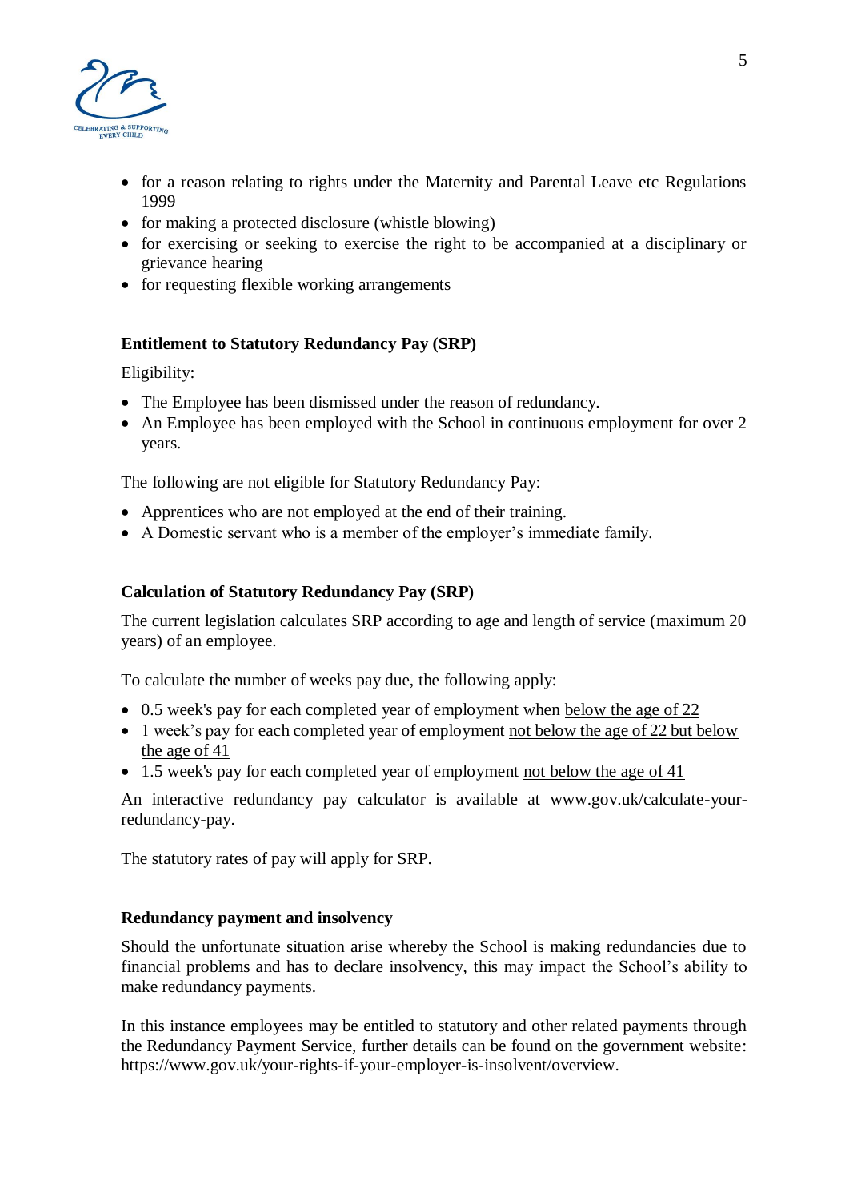- for a reason relating to rights under the Maternity and Parental Leave etc Regulations 1999
- for making a protected disclosure (whistle blowing)
- for exercising or seeking to exercise the right to be accompanied at a disciplinary or grievance hearing
- for requesting flexible working arrangements

**Entitlement to Statutory Redundancy Pay (SRP)**

Eligibility:

- The Employee has been dismissed under the reason of redundancy.
- An Employee has been employed with the School in continuous employment for over 2 years.

The following are not eligible for Statutory Redundancy Pay:

- Apprentices who are not employed at the end of their training.
- A Domestic servant who is a member of the employer's immediate family.

**Calculation of Statutory Redundancy Pay (SRP)**

The current legislation calculates SRP according to age and length of service (maximum 20 years) of an employee.

To calculate the number of weeks pay due, the following apply:

- 0.5 week's pay for each completed year of employment when below the age of 22
- 1 week's pay for each completed year of employment not below the age of 22 but below the age of 41
- 1.5 week's pay for each completed year of employment not below the age of 41

An interactive redundancy pay calculator is available at www.gov.uk/calculate-your-redundancy-pay.

The statutory rates of pay will apply for SRP.

**Redundancy payment and insolvency**

Should the unfortunate situation arise whereby the School is making redundancies due to financial problems and has to declare insolvency, this may impact the School's ability to make redundancy payments.

In this instance employees may be entitled to statutory and other related payments through the Redundancy Payment Service, further details can be found on the government website: https://www.gov.uk/your-rights-if-your-employer-is-insolvent/overview.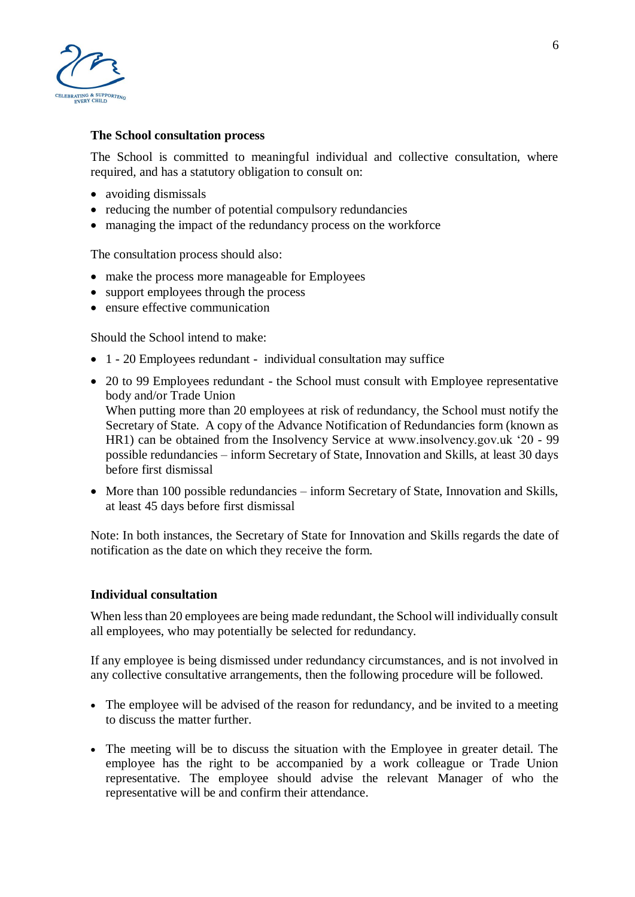**The School consultation process**

The School is committed to meaningful individual and collective consultation, where required, and has a statutory obligation to consult on:

- avoiding dismissals
- reducing the number of potential compulsory redundancies
- managing the impact of the redundancy process on the workforce

The consultation process should also:

- make the process more manageable for Employees
- support employees through the process
- ensure effective communication

Should the School intend to make:

- 1 - 20 Employees redundant - individual consultation may suffice
- 20 to 99 Employees redundant - the School must consult with Employee representative body and/or Trade Union
  When putting more than 20 employees at risk of redundancy, the School must notify the Secretary of State. A copy of the Advance Notification of Redundancies form (known as HR1) can be obtained from the Insolvency Service at www.insolvency.gov.uk '20 - 99 possible redundancies – inform Secretary of State, Innovation and Skills, at least 30 days before first dismissal
- More than 100 possible redundancies – inform Secretary of State, Innovation and Skills, at least 45 days before first dismissal

Note: In both instances, the Secretary of State for Innovation and Skills regards the date of notification as the date on which they receive the form.

**Individual consultation**

When less than 20 employees are being made redundant, the School will individually consult all employees, who may potentially be selected for redundancy.

If any employee is being dismissed under redundancy circumstances, and is not involved in any collective consultative arrangements, then the following procedure will be followed.

- The employee will be advised of the reason for redundancy, and be invited to a meeting to discuss the matter further.
- The meeting will be to discuss the situation with the Employee in greater detail. The employee has the right to be accompanied by a work colleague or Trade Union representative. The employee should advise the relevant Manager of who the representative will be and confirm their attendance.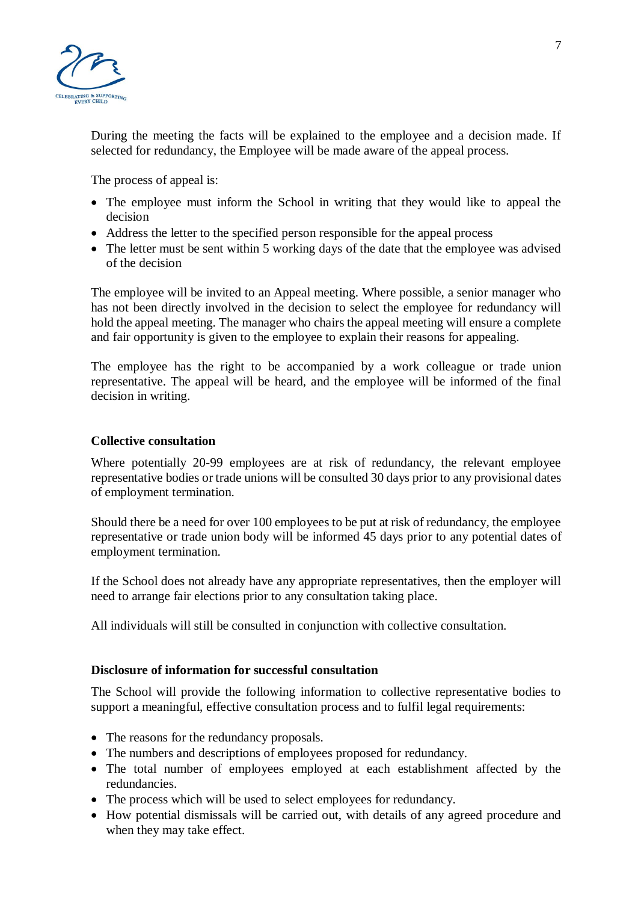During the meeting the facts will be explained to the employee and a decision made. If selected for redundancy, the Employee will be made aware of the appeal process.

The process of appeal is:

- The employee must inform the School in writing that they would like to appeal the decision
- Address the letter to the specified person responsible for the appeal process
- The letter must be sent within 5 working days of the date that the employee was advised of the decision

The employee will be invited to an Appeal meeting. Where possible, a senior manager who has not been directly involved in the decision to select the employee for redundancy will hold the appeal meeting. The manager who chairs the appeal meeting will ensure a complete and fair opportunity is given to the employee to explain their reasons for appealing.

The employee has the right to be accompanied by a work colleague or trade union representative. The appeal will be heard, and the employee will be informed of the final decision in writing.

**Collective consultation**

Where potentially 20-99 employees are at risk of redundancy, the relevant employee representative bodies or trade unions will be consulted 30 days prior to any provisional dates of employment termination.

Should there be a need for over 100 employees to be put at risk of redundancy, the employee representative or trade union body will be informed 45 days prior to any potential dates of employment termination.

If the School does not already have any appropriate representatives, then the employer will need to arrange fair elections prior to any consultation taking place.

All individuals will still be consulted in conjunction with collective consultation.

**Disclosure of information for successful consultation**

The School will provide the following information to collective representative bodies to support a meaningful, effective consultation process and to fulfil legal requirements:

- The reasons for the redundancy proposals.
- The numbers and descriptions of employees proposed for redundancy.
- The total number of employees employed at each establishment affected by the redundancies.
- The process which will be used to select employees for redundancy.
- How potential dismissals will be carried out, with details of any agreed procedure and when they may take effect.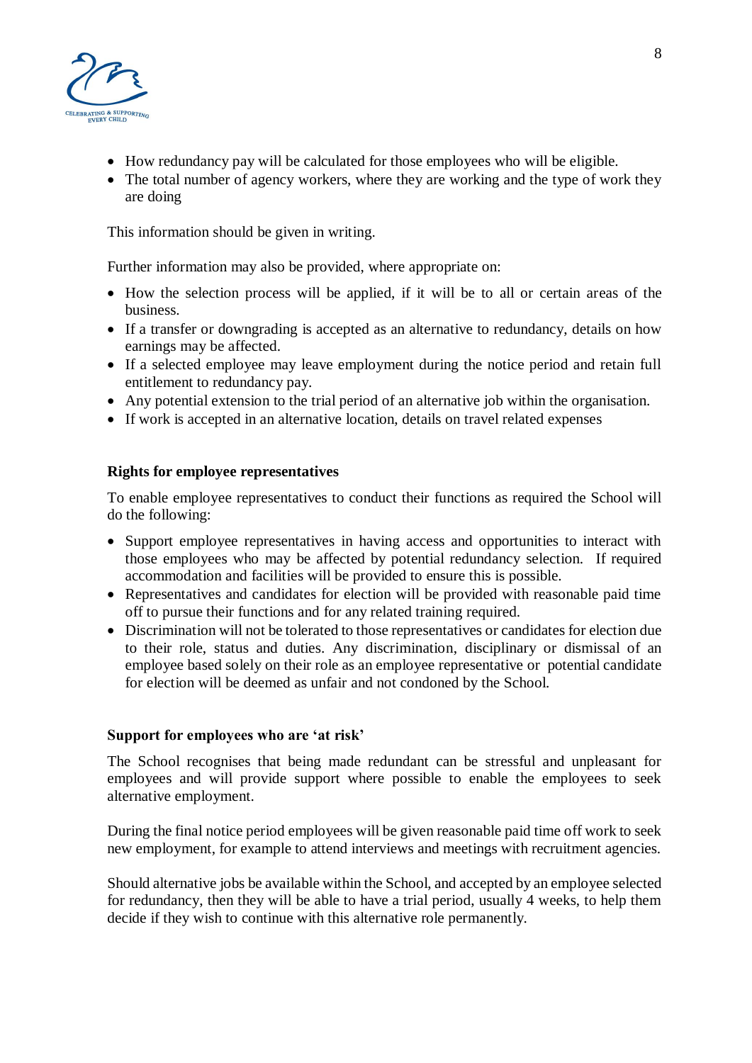- How redundancy pay will be calculated for those employees who will be eligible.
- The total number of agency workers, where they are working and the type of work they are doing

This information should be given in writing.

Further information may also be provided, where appropriate on:

- How the selection process will be applied, if it will be to all or certain areas of the business.
- If a transfer or downgrading is accepted as an alternative to redundancy, details on how earnings may be affected.
- If a selected employee may leave employment during the notice period and retain full entitlement to redundancy pay.
- Any potential extension to the trial period of an alternative job within the organisation.
- If work is accepted in an alternative location, details on travel related expenses

**Rights for employee representatives**

To enable employee representatives to conduct their functions as required the School will do the following:

- Support employee representatives in having access and opportunities to interact with those employees who may be affected by potential redundancy selection. If required accommodation and facilities will be provided to ensure this is possible.
- Representatives and candidates for election will be provided with reasonable paid time off to pursue their functions and for any related training required.
- Discrimination will not be tolerated to those representatives or candidates for election due to their role, status and duties. Any discrimination, disciplinary or dismissal of an employee based solely on their role as an employee representative or potential candidate for election will be deemed as unfair and not condoned by the School.

**Support for employees who are 'at risk'**

The School recognises that being made redundant can be stressful and unpleasant for employees and will provide support where possible to enable the employees to seek alternative employment.

During the final notice period employees will be given reasonable paid time off work to seek new employment, for example to attend interviews and meetings with recruitment agencies.

Should alternative jobs be available within the School, and accepted by an employee selected for redundancy, then they will be able to have a trial period, usually 4 weeks, to help them decide if they wish to continue with this alternative role permanently.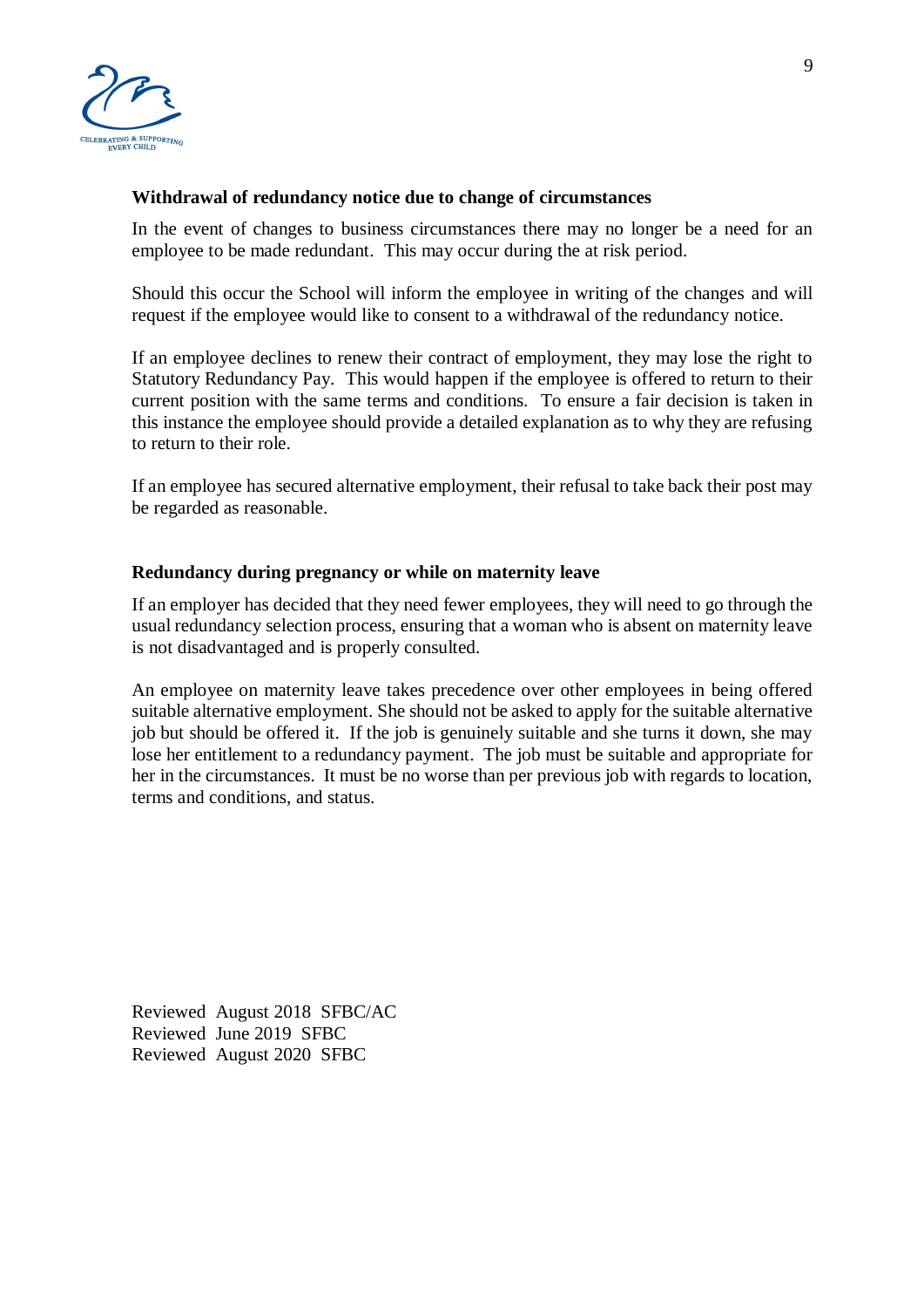**Withdrawal of redundancy notice due to change of circumstances**

In the event of changes to business circumstances there may no longer be a need for an employee to be made redundant. This may occur during the at risk period.

Should this occur the School will inform the employee in writing of the changes and will request if the employee would like to consent to a withdrawal of the redundancy notice.

If an employee declines to renew their contract of employment, they may lose the right to Statutory Redundancy Pay. This would happen if the employee is offered to return to their current position with the same terms and conditions. To ensure a fair decision is taken in this instance the employee should provide a detailed explanation as to why they are refusing to return to their role.

If an employee has secured alternative employment, their refusal to take back their post may be regarded as reasonable.

**Redundancy during pregnancy or while on maternity leave**

If an employer has decided that they need fewer employees, they will need to go through the usual redundancy selection process, ensuring that a woman who is absent on maternity leave is not disadvantaged and is properly consulted.

An employee on maternity leave takes precedence over other employees in being offered suitable alternative employment. She should not be asked to apply for the suitable alternative job but should be offered it. If the job is genuinely suitable and she turns it down, she may lose her entitlement to a redundancy payment. The job must be suitable and appropriate for her in the circumstances. It must be no worse than per previous job with regards to location, terms and conditions, and status.

Reviewed August 2018 SFBC/AC
Reviewed June 2019 SFBC
Reviewed August 2020 SFBC